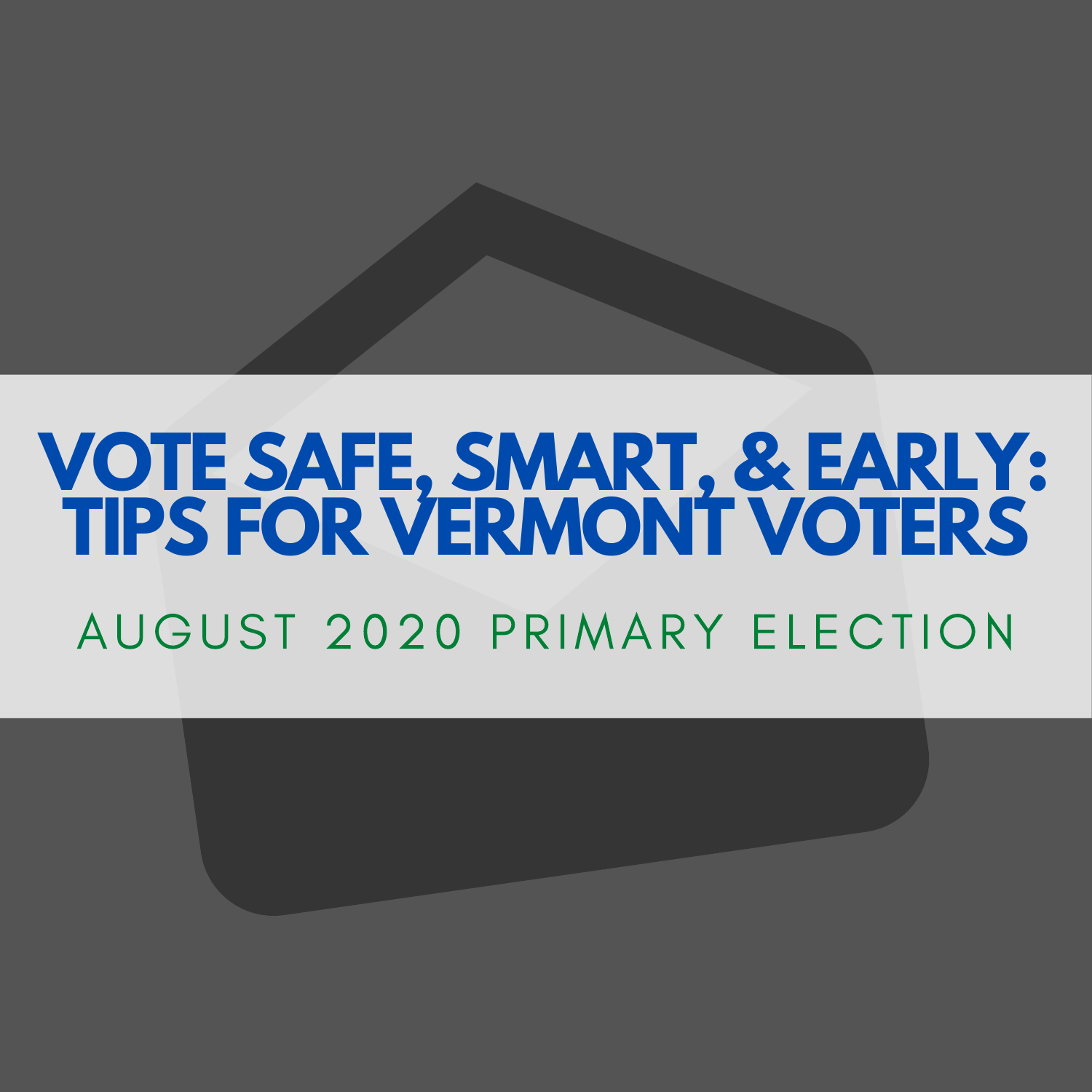# VOTE SAFE, SMART, & EARLY: TIPS FOR VERMONT VOTERS

AUGUST 2020 PRIMARY ELECTION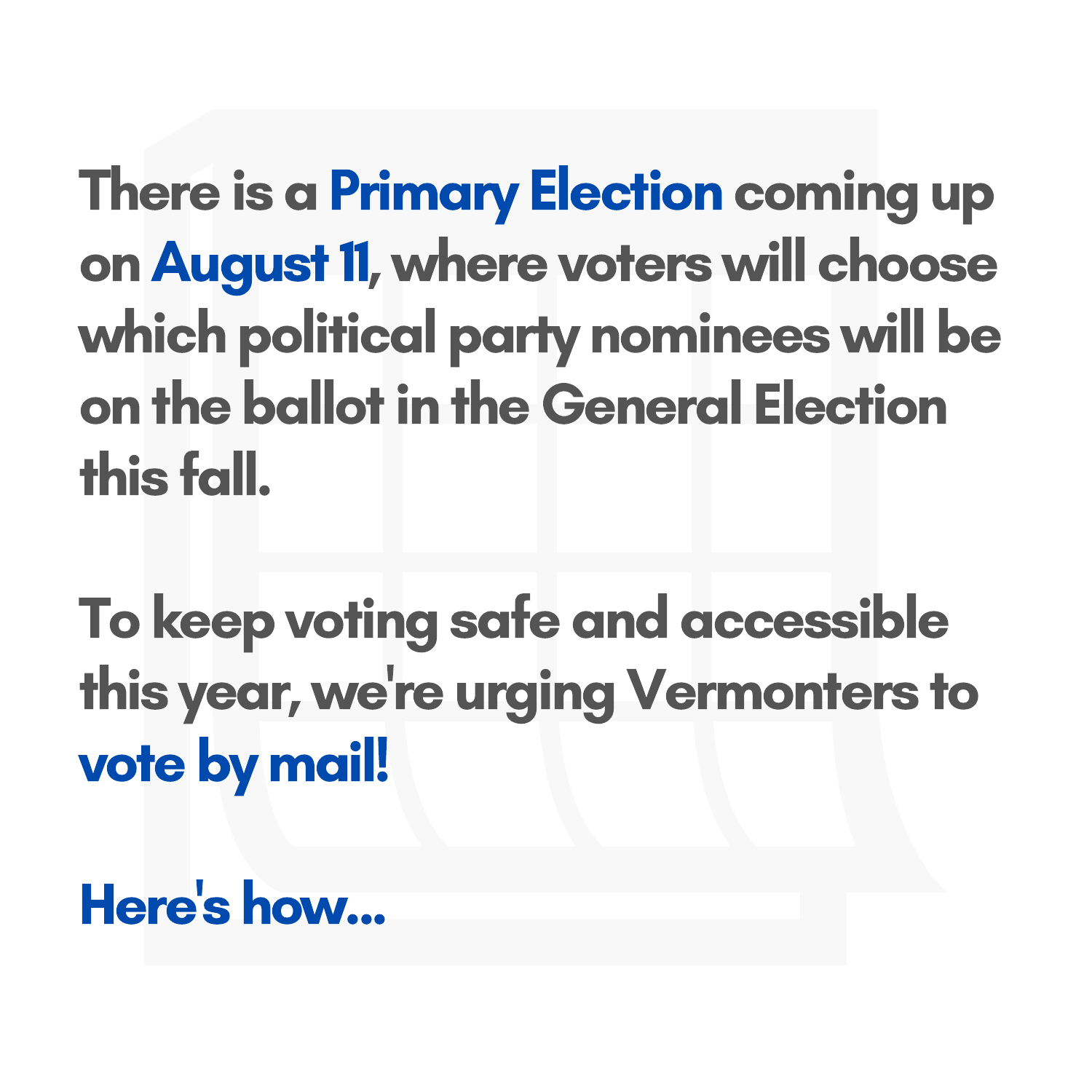There is a **Primary Election** coming up on **August 11**, where voters will choose which political party nominees will be on the ballot in the General Election this fall.

To keep voting safe and accessible this year, we're urging Vermonters to **vote by mail!**

**Here's how...**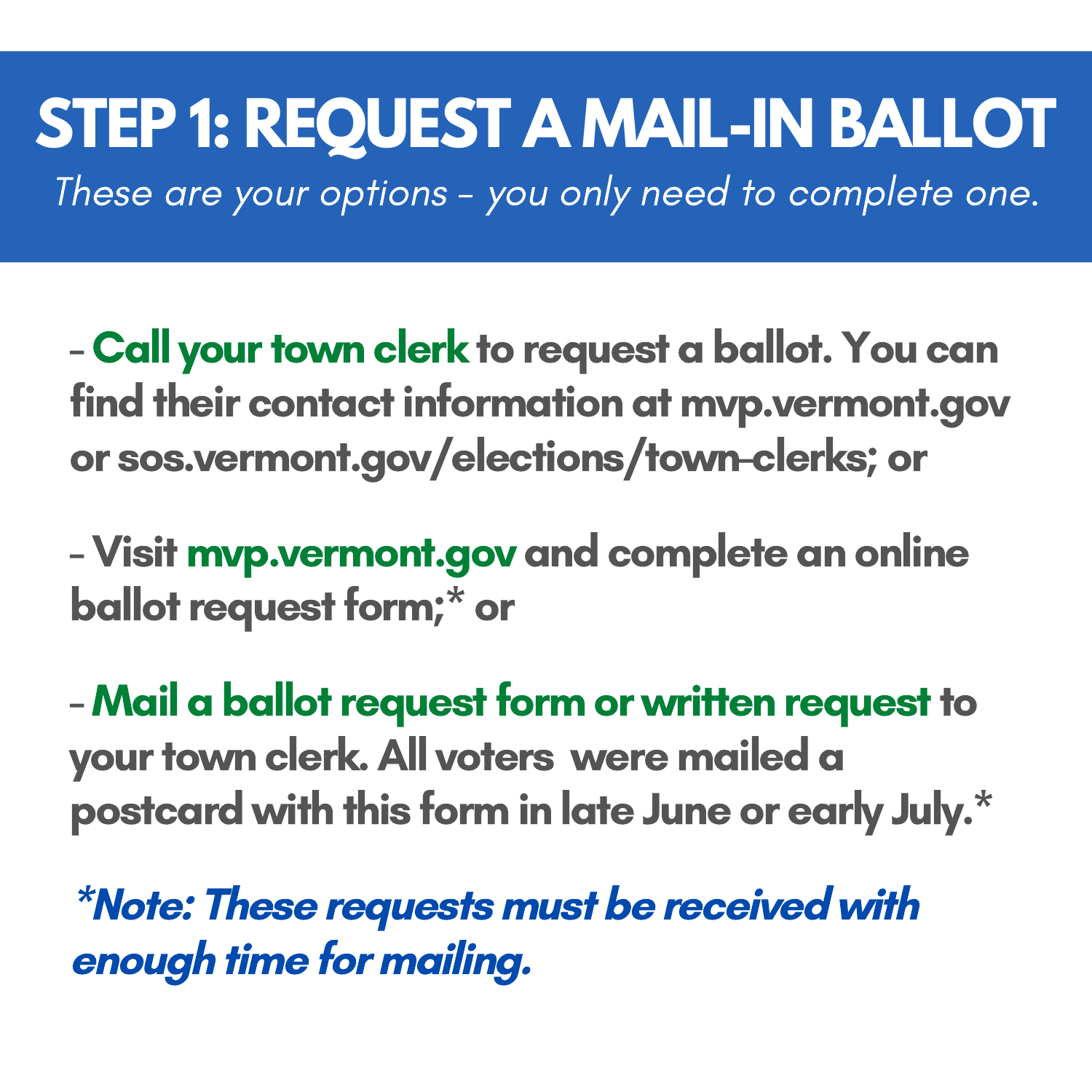# STEP 1: REQUEST A MAIL-IN BALLOT

*These are your options – you only need to complete one.*

- **Call your town clerk** to request a ballot. You can find their contact information at mvp.vermont.gov or sos.vermont.gov/elections/town-clerks; or

- Visit **mvp.vermont.gov** and complete an online ballot request form;* or

- **Mail a ballot request form or written request** to your town clerk. All voters were mailed a postcard with this form in late June or early July.*

***Note: These requests must be received with enough time for mailing.***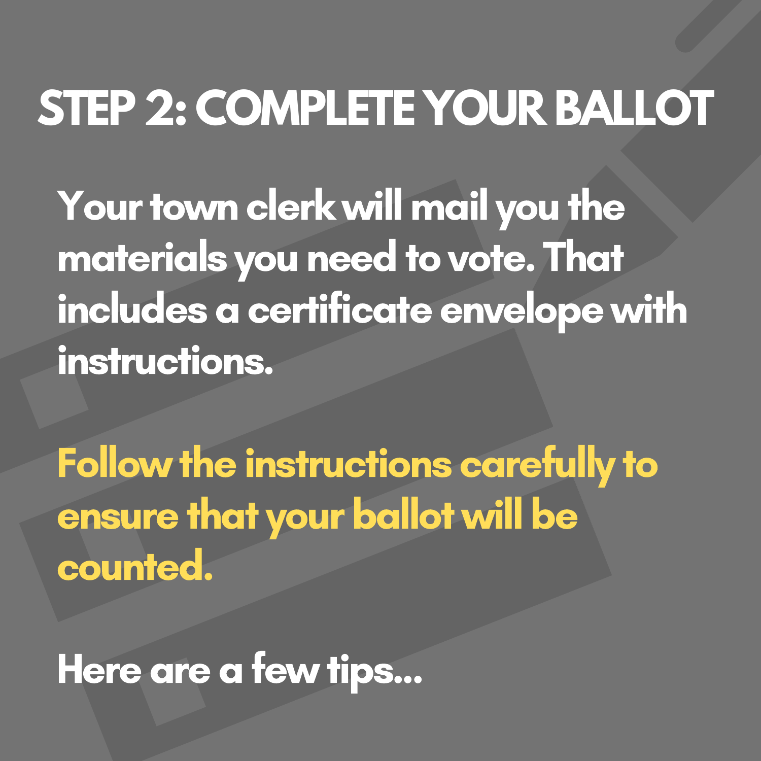# STEP 2: COMPLETE YOUR BALLOT

**Your town clerk will mail you the materials you need to vote. That includes a certificate envelope with instructions.**

**Follow the instructions carefully to ensure that your ballot will be counted.**

**Here are a few tips...**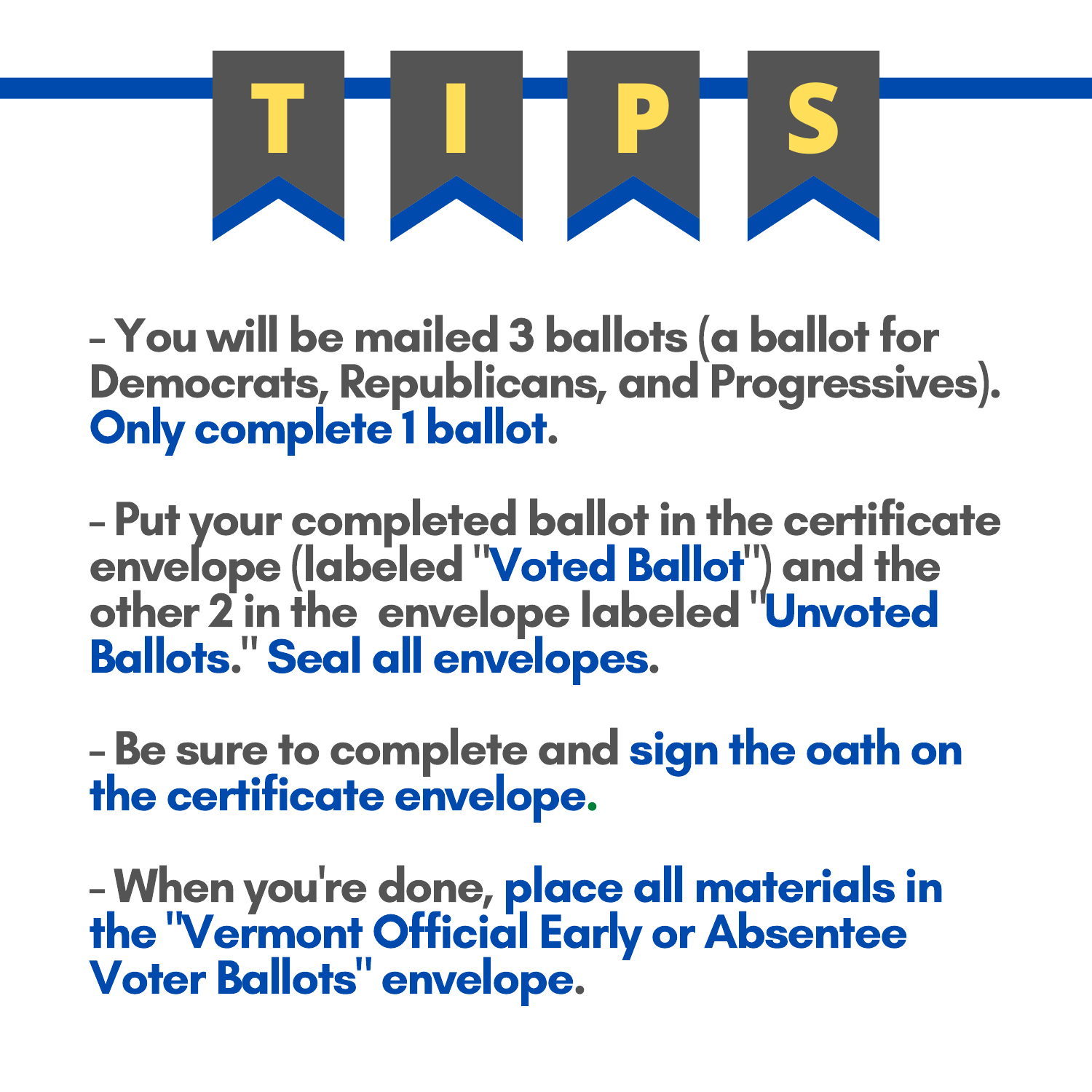# TIPS

- You will be mailed 3 ballots (a ballot for Democrats, Republicans, and Progressives). **Only complete 1 ballot**.

- Put your completed ballot in the certificate envelope (labeled "**Voted Ballot**") and the other 2 in the envelope labeled "**Unvoted Ballots.**" **Seal all envelopes**.

- Be sure to complete and **sign the oath on the certificate envelope**.

- When you're done, **place all materials in the "Vermont Official Early or Absentee Voter Ballots" envelope**.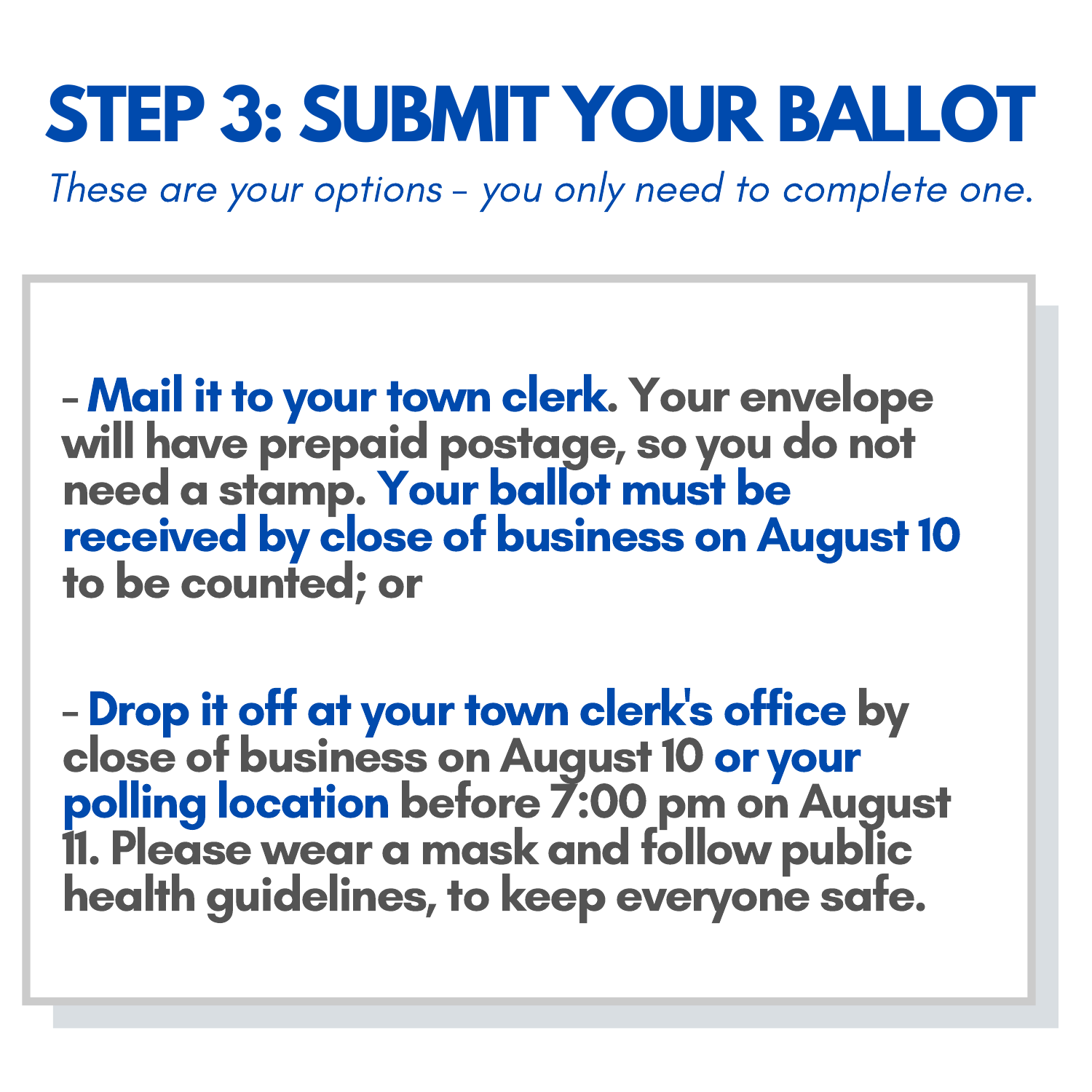# STEP 3: SUBMIT YOUR BALLOT

*These are your options – you only need to complete one.*

- **Mail it to your town clerk.** Your envelope will have prepaid postage, so you do not need a stamp. **Your ballot must be received by close of business on August 10** to be counted; or

- **Drop it off at your town clerk's office** by close of business on August 10 **or your polling location** before 7:00 pm on August 11. Please wear a mask and follow public health guidelines, to keep everyone safe.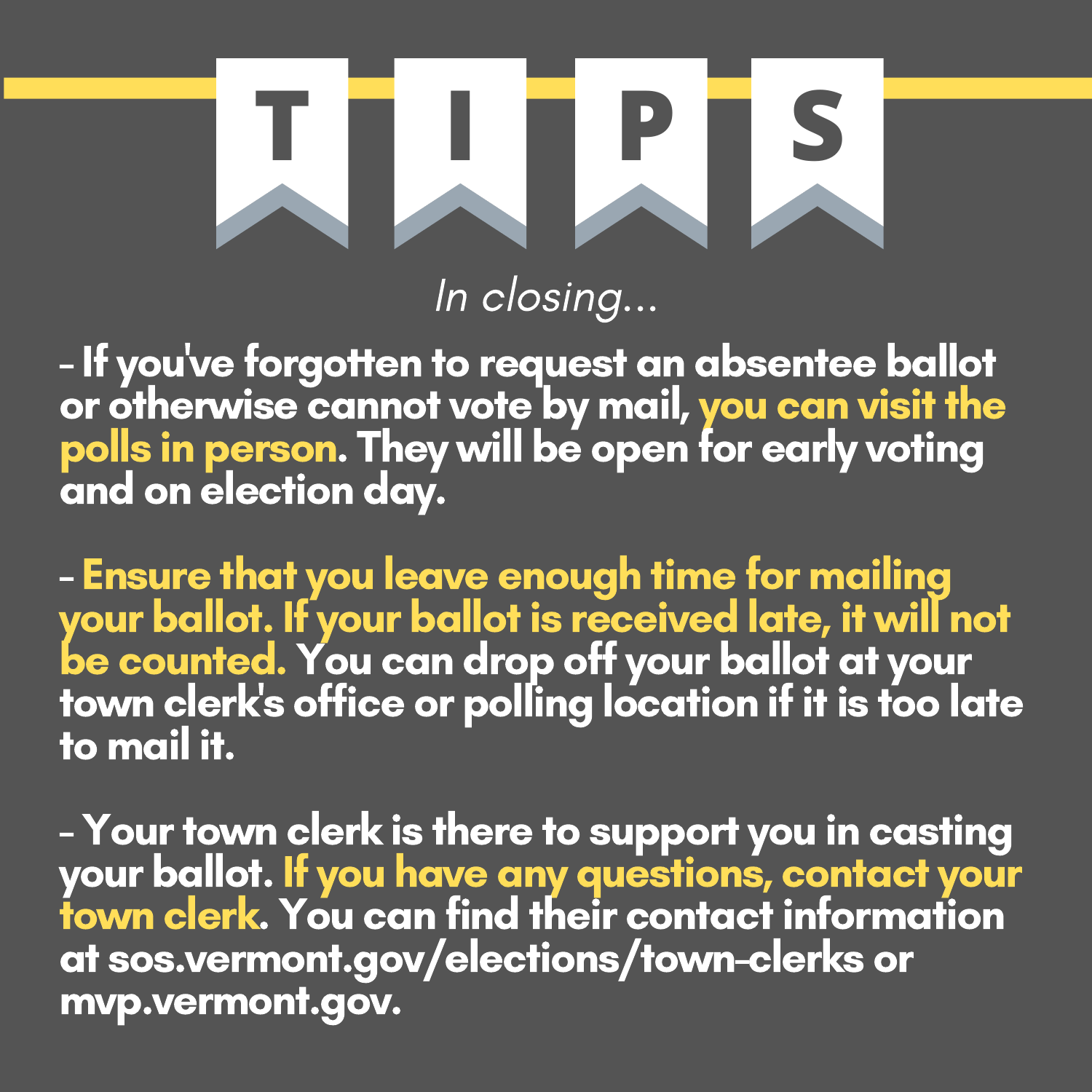# TIPS

*In closing...*

- If you've forgotten to request an absentee ballot or otherwise cannot vote by mail, **you can visit the polls in person**. They will be open for early voting and on election day.

- **Ensure that you leave enough time for mailing your ballot. If your ballot is received late, it will not be counted.** You can drop off your ballot at your town clerk's office or polling location if it is too late to mail it.

- Your town clerk is there to support you in casting your ballot. **If you have any questions, contact your town clerk**. You can find their contact information at sos.vermont.gov/elections/town-clerks or mvp.vermont.gov.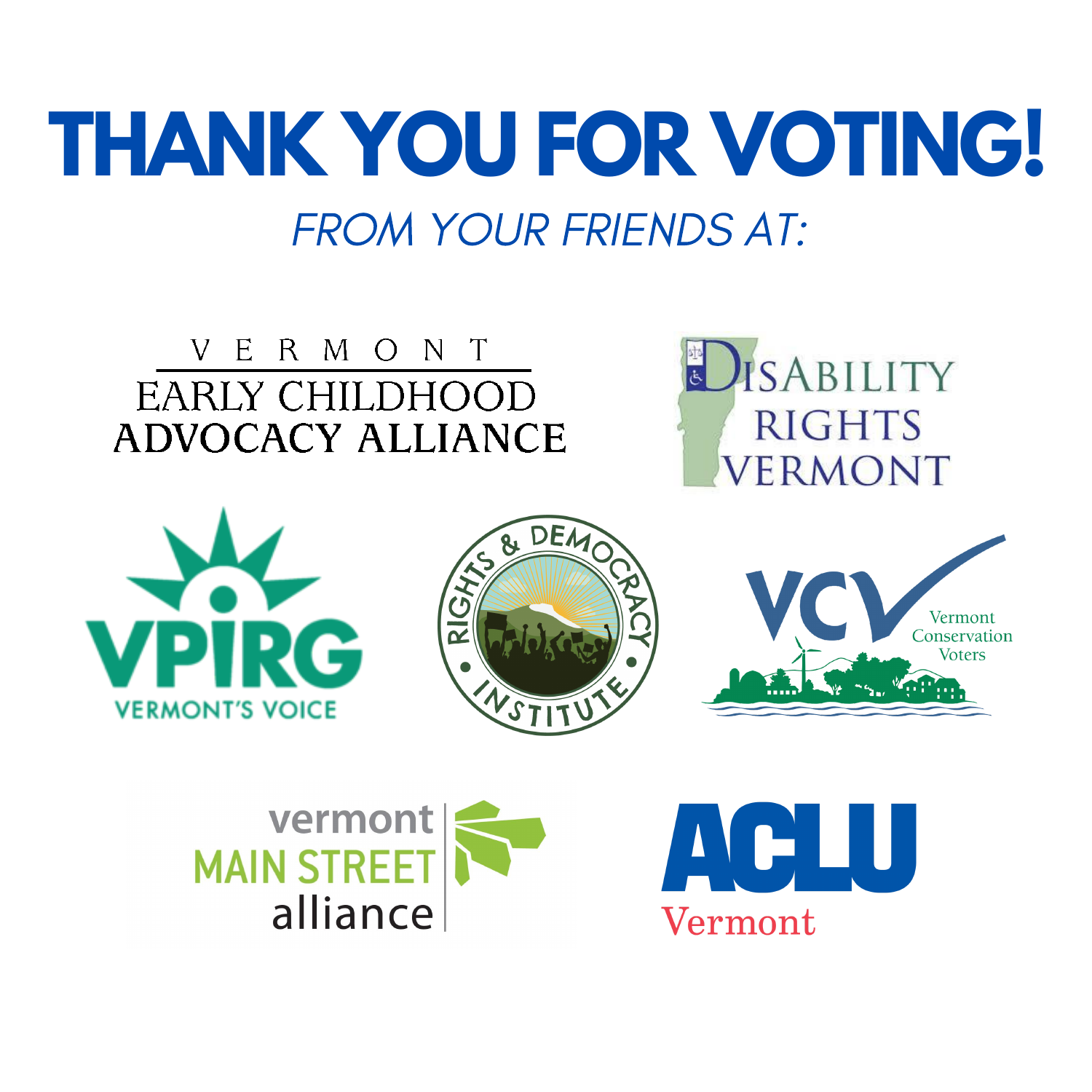# THANK YOU FOR VOTING!

*FROM YOUR FRIENDS AT:*

VERMONT
EARLY CHILDHOOD
ADVOCACY ALLIANCE

DISABILITY
RIGHTS
VERMONT

VPIRG
VERMONT'S VOICE

RIGHTS & DEMOCRACY
INSTITUTE

VCV
Vermont
Conservation
Voters

vermont
MAIN STREET
alliance

ACLU
Vermont